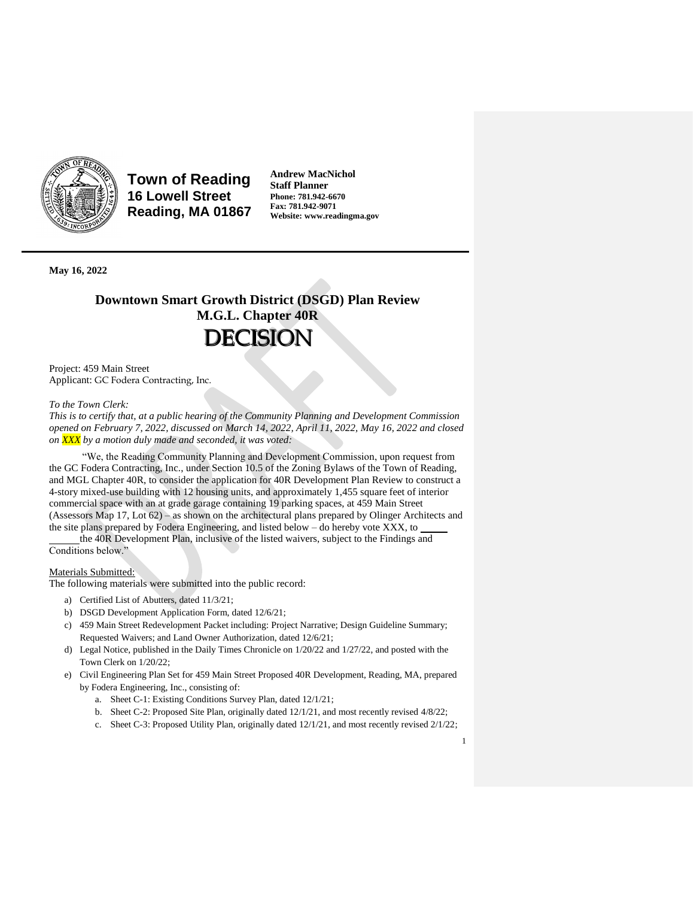**Town of Reading**
**16 Lowell Street**
**Reading, MA 01867**

**Andrew MacNichol**
**Staff Planner**
**Phone: 781.942-6670**
**Fax: 781.942-9071**
**Website: www.readingma.gov**

---

**May 16, 2022**

# Downtown Smart Growth District (DSGD) Plan Review
## M.G.L. Chapter 40R
# DECISION

Project: 459 Main Street
Applicant: GC Fodera Contracting, Inc.

*To the Town Clerk:*
*This is to certify that, at a public hearing of the Community Planning and Development Commission opened on February 7, 2022, discussed on March 14, 2022, April 11, 2022, May 16, 2022 and closed on XXX by a motion duly made and seconded, it was voted:*

"We, the Reading Community Planning and Development Commission, upon request from the GC Fodera Contracting, Inc., under Section 10.5 of the Zoning Bylaws of the Town of Reading, and MGL Chapter 40R, to consider the application for 40R Development Plan Review to construct a 4-story mixed-use building with 12 housing units, and approximately 1,455 square feet of interior commercial space with an at grade garage containing 19 parking spaces, at 459 Main Street (Assessors Map 17, Lot 62) – as shown on the architectural plans prepared by Olinger Architects and the site plans prepared by Fodera Engineering, and listed below – do hereby vote XXX, to ______ the 40R Development Plan, inclusive of the listed waivers, subject to the Findings and Conditions below."

Materials Submitted:
The following materials were submitted into the public record:

a) Certified List of Abutters, dated 11/3/21;
b) DSGD Development Application Form, dated 12/6/21;
c) 459 Main Street Redevelopment Packet including: Project Narrative; Design Guideline Summary; Requested Waivers; and Land Owner Authorization, dated 12/6/21;
d) Legal Notice, published in the Daily Times Chronicle on 1/20/22 and 1/27/22, and posted with the Town Clerk on 1/20/22;
e) Civil Engineering Plan Set for 459 Main Street Proposed 40R Development, Reading, MA, prepared by Fodera Engineering, Inc., consisting of:
   a. Sheet C-1: Existing Conditions Survey Plan, dated 12/1/21;
   b. Sheet C-2: Proposed Site Plan, originally dated 12/1/21, and most recently revised 4/8/22;
   c. Sheet C-3: Proposed Utility Plan, originally dated 12/1/21, and most recently revised 2/1/22;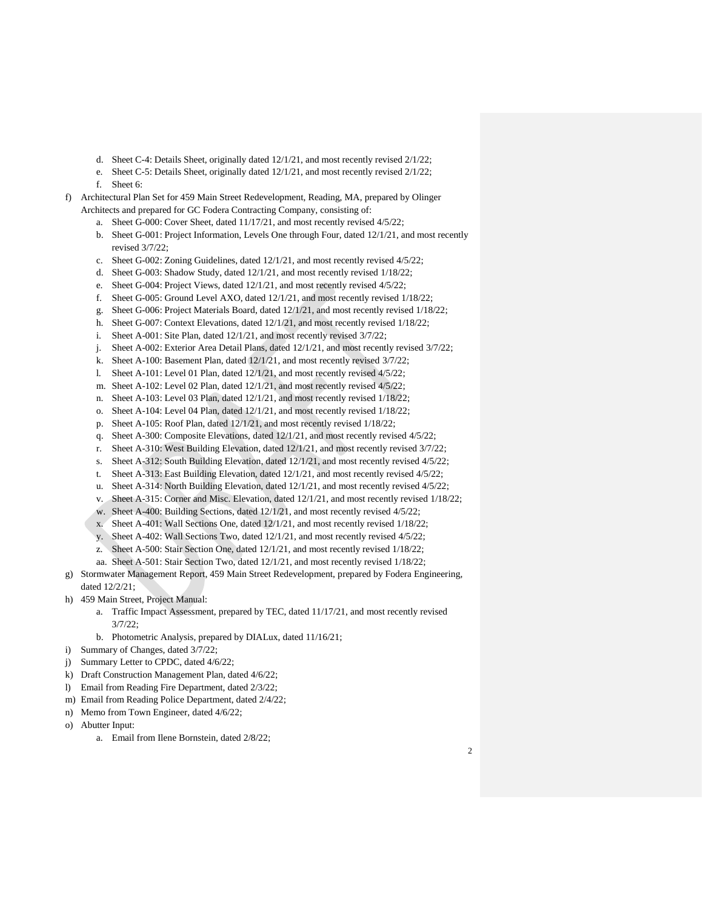d. Sheet C-4: Details Sheet, originally dated 12/1/21, and most recently revised 2/1/22;
   e. Sheet C-5: Details Sheet, originally dated 12/1/21, and most recently revised 2/1/22;
   f. Sheet 6:

f) Architectural Plan Set for 459 Main Street Redevelopment, Reading, MA, prepared by Olinger Architects and prepared for GC Fodera Contracting Company, consisting of:
   a. Sheet G-000: Cover Sheet, dated 11/17/21, and most recently revised 4/5/22;
   b. Sheet G-001: Project Information, Levels One through Four, dated 12/1/21, and most recently revised 3/7/22;
   c. Sheet G-002: Zoning Guidelines, dated 12/1/21, and most recently revised 4/5/22;
   d. Sheet G-003: Shadow Study, dated 12/1/21, and most recently revised 1/18/22;
   e. Sheet G-004: Project Views, dated 12/1/21, and most recently revised 4/5/22;
   f. Sheet G-005: Ground Level AXO, dated 12/1/21, and most recently revised 1/18/22;
   g. Sheet G-006: Project Materials Board, dated 12/1/21, and most recently revised 1/18/22;
   h. Sheet G-007: Context Elevations, dated 12/1/21, and most recently revised 1/18/22;
   i. Sheet A-001: Site Plan, dated 12/1/21, and most recently revised 3/7/22;
   j. Sheet A-002: Exterior Area Detail Plans, dated 12/1/21, and most recently revised 3/7/22;
   k. Sheet A-100: Basement Plan, dated 12/1/21, and most recently revised 3/7/22;
   l. Sheet A-101: Level 01 Plan, dated 12/1/21, and most recently revised 4/5/22;
   m. Sheet A-102: Level 02 Plan, dated 12/1/21, and most recently revised 4/5/22;
   n. Sheet A-103: Level 03 Plan, dated 12/1/21, and most recently revised 1/18/22;
   o. Sheet A-104: Level 04 Plan, dated 12/1/21, and most recently revised 1/18/22;
   p. Sheet A-105: Roof Plan, dated 12/1/21, and most recently revised 1/18/22;
   q. Sheet A-300: Composite Elevations, dated 12/1/21, and most recently revised 4/5/22;
   r. Sheet A-310: West Building Elevation, dated 12/1/21, and most recently revised 3/7/22;
   s. Sheet A-312: South Building Elevation, dated 12/1/21, and most recently revised 4/5/22;
   t. Sheet A-313: East Building Elevation, dated 12/1/21, and most recently revised 4/5/22;
   u. Sheet A-314: North Building Elevation, dated 12/1/21, and most recently revised 4/5/22;
   v. Sheet A-315: Corner and Misc. Elevation, dated 12/1/21, and most recently revised 1/18/22;
   w. Sheet A-400: Building Sections, dated 12/1/21, and most recently revised 4/5/22;
   x. Sheet A-401: Wall Sections One, dated 12/1/21, and most recently revised 1/18/22;
   y. Sheet A-402: Wall Sections Two, dated 12/1/21, and most recently revised 4/5/22;
   z. Sheet A-500: Stair Section One, dated 12/1/21, and most recently revised 1/18/22;
   aa. Sheet A-501: Stair Section Two, dated 12/1/21, and most recently revised 1/18/22;

g) Stormwater Management Report, 459 Main Street Redevelopment, prepared by Fodera Engineering, dated 12/2/21;

h) 459 Main Street, Project Manual:
   a. Traffic Impact Assessment, prepared by TEC, dated 11/17/21, and most recently revised 3/7/22;
   b. Photometric Analysis, prepared by DIALux, dated 11/16/21;

i) Summary of Changes, dated 3/7/22;

j) Summary Letter to CPDC, dated 4/6/22;

k) Draft Construction Management Plan, dated 4/6/22;

l) Email from Reading Fire Department, dated 2/3/22;

m) Email from Reading Police Department, dated 2/4/22;

n) Memo from Town Engineer, dated 4/6/22;

o) Abutter Input:
   a. Email from Ilene Bornstein, dated 2/8/22;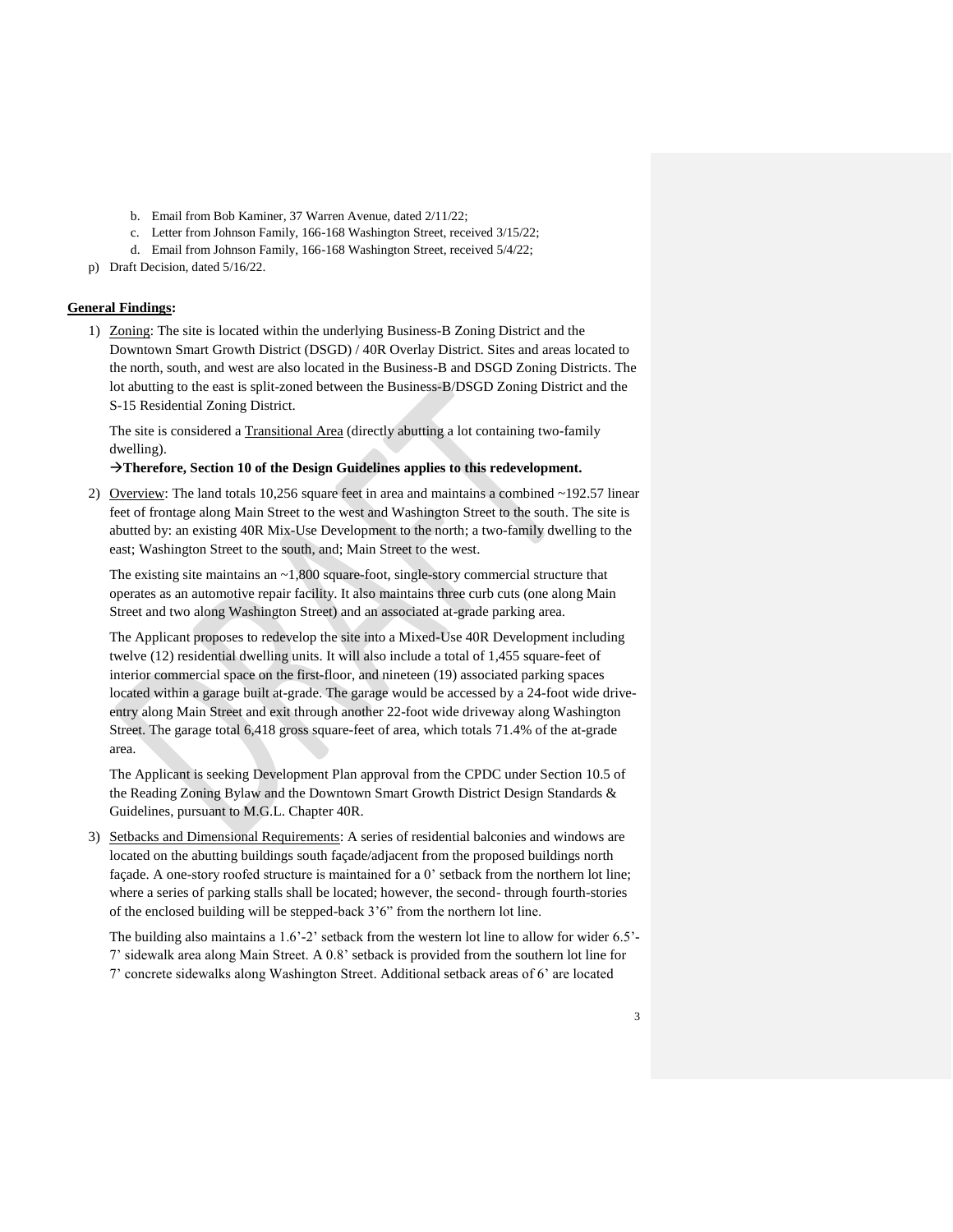b. Email from Bob Kaminer, 37 Warren Avenue, dated 2/11/22;
c. Letter from Johnson Family, 166-168 Washington Street, received 3/15/22;
d. Email from Johnson Family, 166-168 Washington Street, received 5/4/22;

p) Draft Decision, dated 5/16/22.

**General Findings:**

1) Zoning: The site is located within the underlying Business-B Zoning District and the Downtown Smart Growth District (DSGD) / 40R Overlay District. Sites and areas located to the north, south, and west are also located in the Business-B and DSGD Zoning Districts. The lot abutting to the east is split-zoned between the Business-B/DSGD Zoning District and the S-15 Residential Zoning District.

   The site is considered a Transitional Area (directly abutting a lot containing two-family dwelling).

   **→Therefore, Section 10 of the Design Guidelines applies to this redevelopment.**

2) Overview: The land totals 10,256 square feet in area and maintains a combined ~192.57 linear feet of frontage along Main Street to the west and Washington Street to the south. The site is abutted by: an existing 40R Mix-Use Development to the north; a two-family dwelling to the east; Washington Street to the south, and; Main Street to the west.

   The existing site maintains an ~1,800 square-foot, single-story commercial structure that operates as an automotive repair facility. It also maintains three curb cuts (one along Main Street and two along Washington Street) and an associated at-grade parking area.

   The Applicant proposes to redevelop the site into a Mixed-Use 40R Development including twelve (12) residential dwelling units. It will also include a total of 1,455 square-feet of interior commercial space on the first-floor, and nineteen (19) associated parking spaces located within a garage built at-grade. The garage would be accessed by a 24-foot wide drive-entry along Main Street and exit through another 22-foot wide driveway along Washington Street. The garage total 6,418 gross square-feet of area, which totals 71.4% of the at-grade area.

   The Applicant is seeking Development Plan approval from the CPDC under Section 10.5 of the Reading Zoning Bylaw and the Downtown Smart Growth District Design Standards & Guidelines, pursuant to M.G.L. Chapter 40R.

3) Setbacks and Dimensional Requirements: A series of residential balconies and windows are located on the abutting buildings south façade/adjacent from the proposed buildings north façade. A one-story roofed structure is maintained for a 0' setback from the northern lot line; where a series of parking stalls shall be located; however, the second- through fourth-stories of the enclosed building will be stepped-back 3'6" from the northern lot line.

   The building also maintains a 1.6'-2' setback from the western lot line to allow for wider 6.5'-7' sidewalk area along Main Street. A 0.8' setback is provided from the southern lot line for 7' concrete sidewalks along Washington Street. Additional setback areas of 6' are located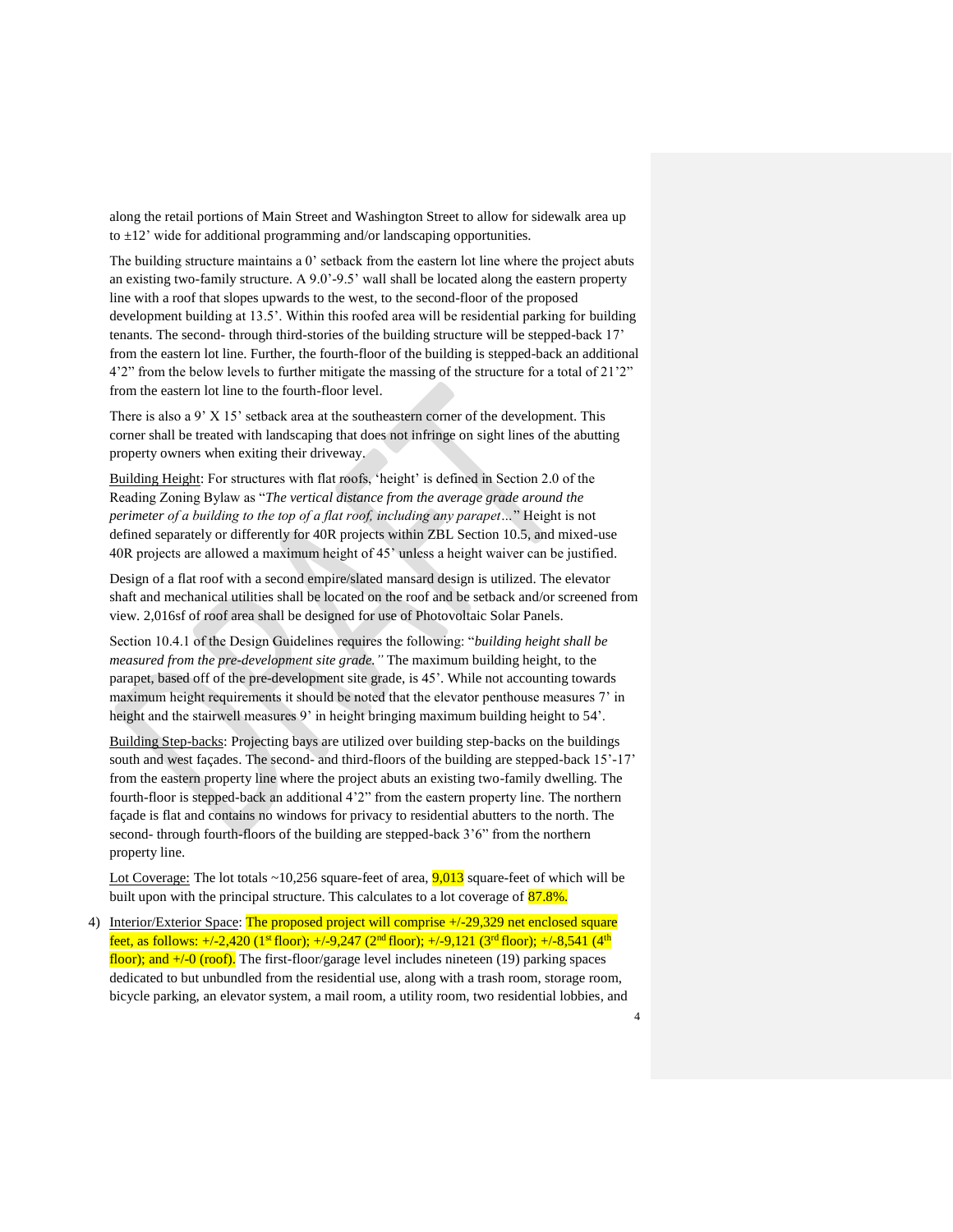along the retail portions of Main Street and Washington Street to allow for sidewalk area up to ±12' wide for additional programming and/or landscaping opportunities.

The building structure maintains a 0' setback from the eastern lot line where the project abuts an existing two-family structure. A 9.0'-9.5' wall shall be located along the eastern property line with a roof that slopes upwards to the west, to the second-floor of the proposed development building at 13.5'. Within this roofed area will be residential parking for building tenants. The second- through third-stories of the building structure will be stepped-back 17' from the eastern lot line. Further, the fourth-floor of the building is stepped-back an additional 4'2" from the below levels to further mitigate the massing of the structure for a total of 21'2" from the eastern lot line to the fourth-floor level.

There is also a 9' X 15' setback area at the southeastern corner of the development. This corner shall be treated with landscaping that does not infringe on sight lines of the abutting property owners when exiting their driveway.

Building Height: For structures with flat roofs, 'height' is defined in Section 2.0 of the Reading Zoning Bylaw as "*The vertical distance from the average grade around the perimeter of a building to the top of a flat roof, including any parapet…*" Height is not defined separately or differently for 40R projects within ZBL Section 10.5, and mixed-use 40R projects are allowed a maximum height of 45' unless a height waiver can be justified.

Design of a flat roof with a second empire/slated mansard design is utilized. The elevator shaft and mechanical utilities shall be located on the roof and be setback and/or screened from view. 2,016sf of roof area shall be designed for use of Photovoltaic Solar Panels.

Section 10.4.1 of the Design Guidelines requires the following: "*building height shall be measured from the pre-development site grade."* The maximum building height, to the parapet, based off of the pre-development site grade, is 45'. While not accounting towards maximum height requirements it should be noted that the elevator penthouse measures 7' in height and the stairwell measures 9' in height bringing maximum building height to 54'.

Building Step-backs: Projecting bays are utilized over building step-backs on the buildings south and west façades. The second- and third-floors of the building are stepped-back 15'-17' from the eastern property line where the project abuts an existing two-family dwelling. The fourth-floor is stepped-back an additional 4'2" from the eastern property line. The northern façade is flat and contains no windows for privacy to residential abutters to the north. The second- through fourth-floors of the building are stepped-back 3'6" from the northern property line.

Lot Coverage: The lot totals ~10,256 square-feet of area, 9,013 square-feet of which will be built upon with the principal structure. This calculates to a lot coverage of 87.8%.

4) Interior/Exterior Space: The proposed project will comprise +/-29,329 net enclosed square feet, as follows: +/-2,420 (1st floor); +/-9,247 (2nd floor); +/-9,121 (3rd floor); +/-8,541 (4th floor); and +/-0 (roof). The first-floor/garage level includes nineteen (19) parking spaces dedicated to but unbundled from the residential use, along with a trash room, storage room, bicycle parking, an elevator system, a mail room, a utility room, two residential lobbies, and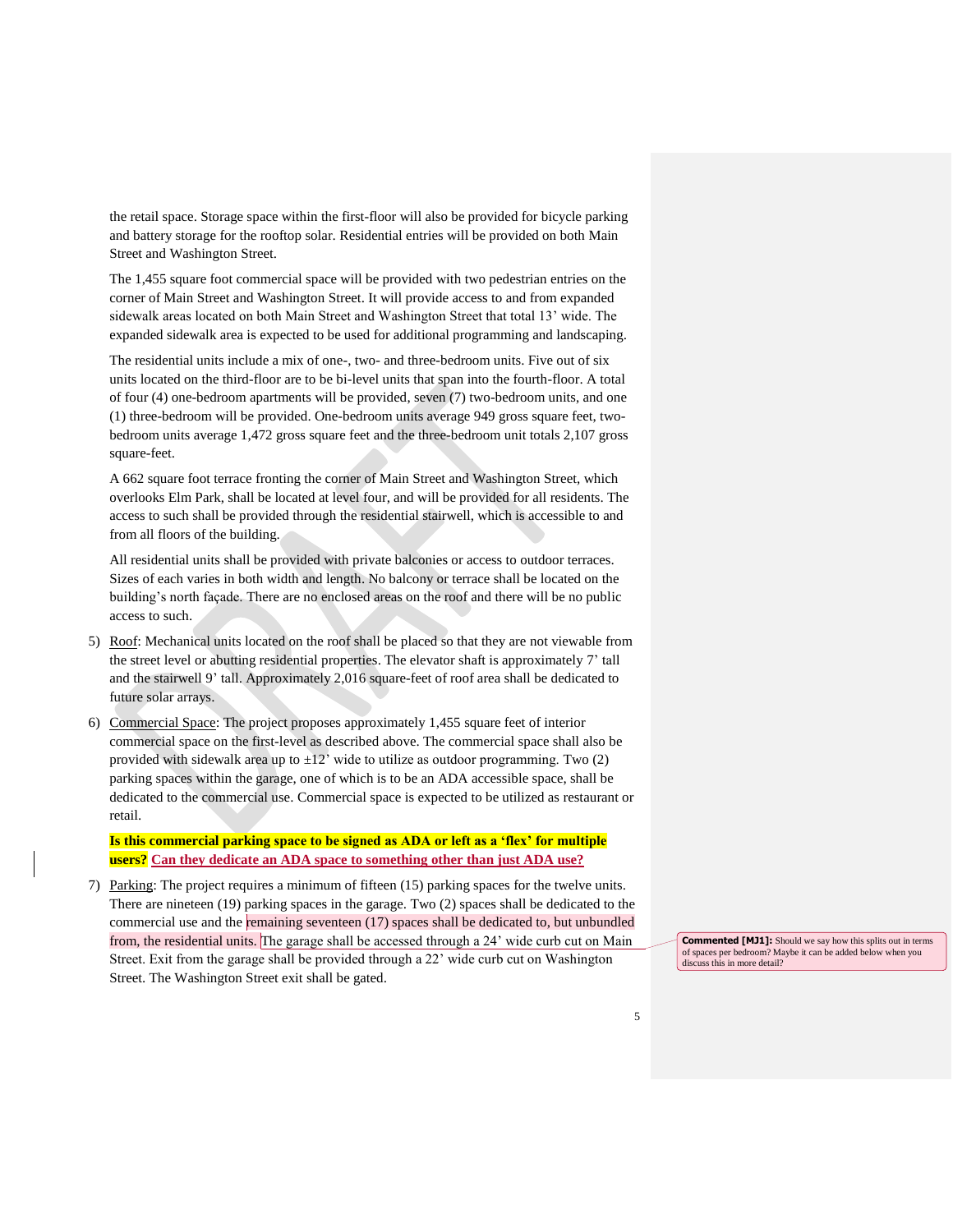the retail space. Storage space within the first-floor will also be provided for bicycle parking and battery storage for the rooftop solar. Residential entries will be provided on both Main Street and Washington Street.

The 1,455 square foot commercial space will be provided with two pedestrian entries on the corner of Main Street and Washington Street. It will provide access to and from expanded sidewalk areas located on both Main Street and Washington Street that total 13' wide. The expanded sidewalk area is expected to be used for additional programming and landscaping.

The residential units include a mix of one-, two- and three-bedroom units. Five out of six units located on the third-floor are to be bi-level units that span into the fourth-floor. A total of four (4) one-bedroom apartments will be provided, seven (7) two-bedroom units, and one (1) three-bedroom will be provided. One-bedroom units average 949 gross square feet, two-bedroom units average 1,472 gross square feet and the three-bedroom unit totals 2,107 gross square-feet.

A 662 square foot terrace fronting the corner of Main Street and Washington Street, which overlooks Elm Park, shall be located at level four, and will be provided for all residents. The access to such shall be provided through the residential stairwell, which is accessible to and from all floors of the building.

All residential units shall be provided with private balconies or access to outdoor terraces. Sizes of each varies in both width and length. No balcony or terrace shall be located on the building's north façade. There are no enclosed areas on the roof and there will be no public access to such.

5) Roof: Mechanical units located on the roof shall be placed so that they are not viewable from the street level or abutting residential properties. The elevator shaft is approximately 7' tall and the stairwell 9' tall. Approximately 2,016 square-feet of roof area shall be dedicated to future solar arrays.

6) Commercial Space: The project proposes approximately 1,455 square feet of interior commercial space on the first-level as described above. The commercial space shall also be provided with sidewalk area up to ±12' wide to utilize as outdoor programming. Two (2) parking spaces within the garage, one of which is to be an ADA accessible space, shall be dedicated to the commercial use. Commercial space is expected to be utilized as restaurant or retail.

**Is this commercial parking space to be signed as ADA or left as a 'flex' for multiple users? Can they dedicate an ADA space to something other than just ADA use?**

7) Parking: The project requires a minimum of fifteen (15) parking spaces for the twelve units. There are nineteen (19) parking spaces in the garage. Two (2) spaces shall be dedicated to the commercial use and the remaining seventeen (17) spaces shall be dedicated to, but unbundled from, the residential units. The garage shall be accessed through a 24' wide curb cut on Main Street. Exit from the garage shall be provided through a 22' wide curb cut on Washington Street. The Washington Street exit shall be gated.

**Commented [MJ1]:** Should we say how this splits out in terms of spaces per bedroom? Maybe it can be added below when you discuss this in more detail?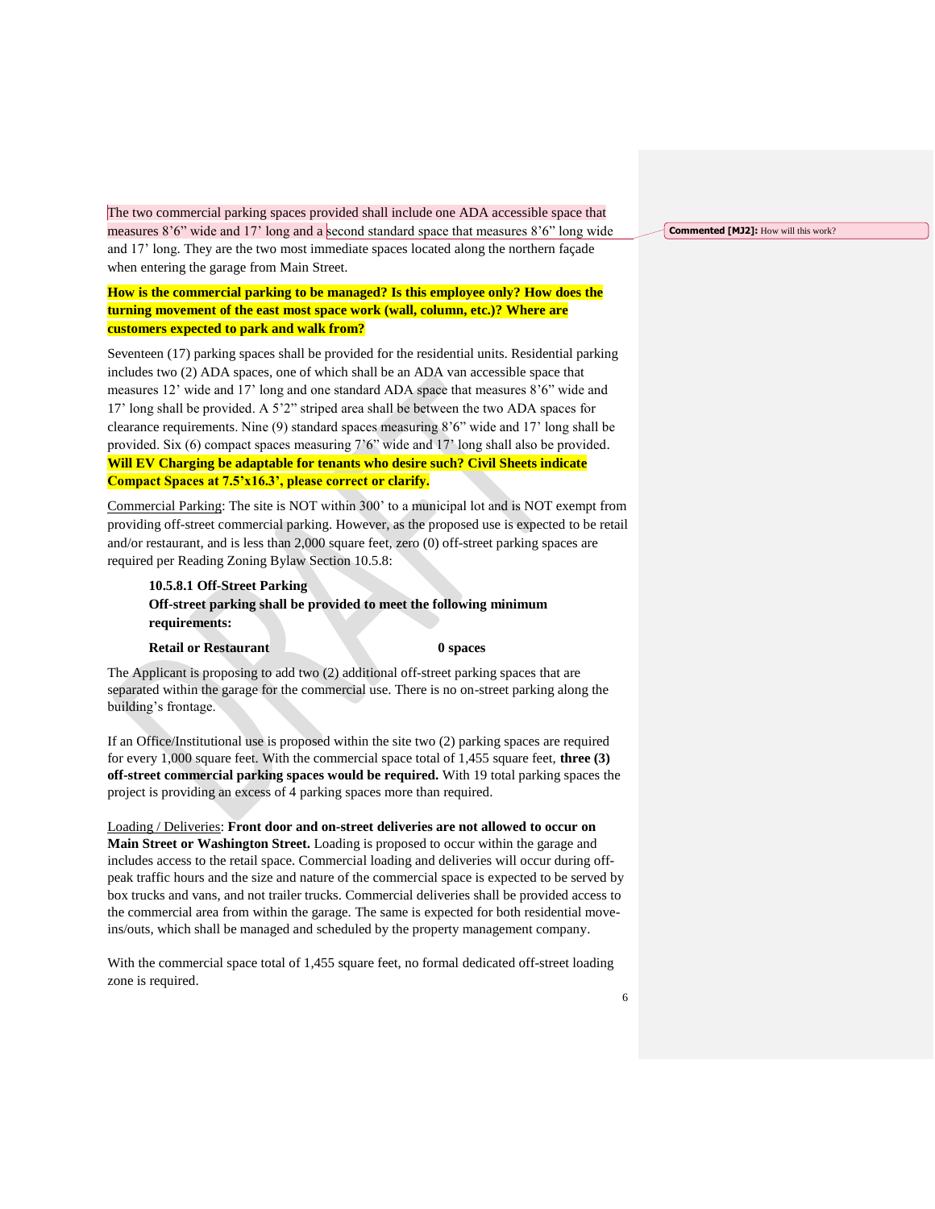The two commercial parking spaces provided shall include one ADA accessible space that measures 8'6" wide and 17' long and a second standard space that measures 8'6" long wide and 17' long. They are the two most immediate spaces located along the northern façade when entering the garage from Main Street.

Commented [MJ2]: How will this work?

**How is the commercial parking to be managed? Is this employee only? How does the turning movement of the east most space work (wall, column, etc.)? Where are customers expected to park and walk from?**

Seventeen (17) parking spaces shall be provided for the residential units. Residential parking includes two (2) ADA spaces, one of which shall be an ADA van accessible space that measures 12' wide and 17' long and one standard ADA space that measures 8'6" wide and 17' long shall be provided. A 5'2" striped area shall be between the two ADA spaces for clearance requirements. Nine (9) standard spaces measuring 8'6" wide and 17' long shall be provided. Six (6) compact spaces measuring 7'6" wide and 17' long shall also be provided. **Will EV Charging be adaptable for tenants who desire such? Civil Sheets indicate Compact Spaces at 7.5'x16.3', please correct or clarify.**

Commercial Parking: The site is NOT within 300' to a municipal lot and is NOT exempt from providing off-street commercial parking. However, as the proposed use is expected to be retail and/or restaurant, and is less than 2,000 square feet, zero (0) off-street parking spaces are required per Reading Zoning Bylaw Section 10.5.8:

> **10.5.8.1 Off-Street Parking**
> **Off-street parking shall be provided to meet the following minimum requirements:**
>
> **Retail or Restaurant — 0 spaces**

The Applicant is proposing to add two (2) additional off-street parking spaces that are separated within the garage for the commercial use. There is no on-street parking along the building's frontage.

If an Office/Institutional use is proposed within the site two (2) parking spaces are required for every 1,000 square feet. With the commercial space total of 1,455 square feet, **three (3) off-street commercial parking spaces would be required.** With 19 total parking spaces the project is providing an excess of 4 parking spaces more than required.

Loading / Deliveries: **Front door and on-street deliveries are not allowed to occur on Main Street or Washington Street.** Loading is proposed to occur within the garage and includes access to the retail space. Commercial loading and deliveries will occur during off-peak traffic hours and the size and nature of the commercial space is expected to be served by box trucks and vans, and not trailer trucks. Commercial deliveries shall be provided access to the commercial area from within the garage. The same is expected for both residential move-ins/outs, which shall be managed and scheduled by the property management company.

With the commercial space total of 1,455 square feet, no formal dedicated off-street loading zone is required.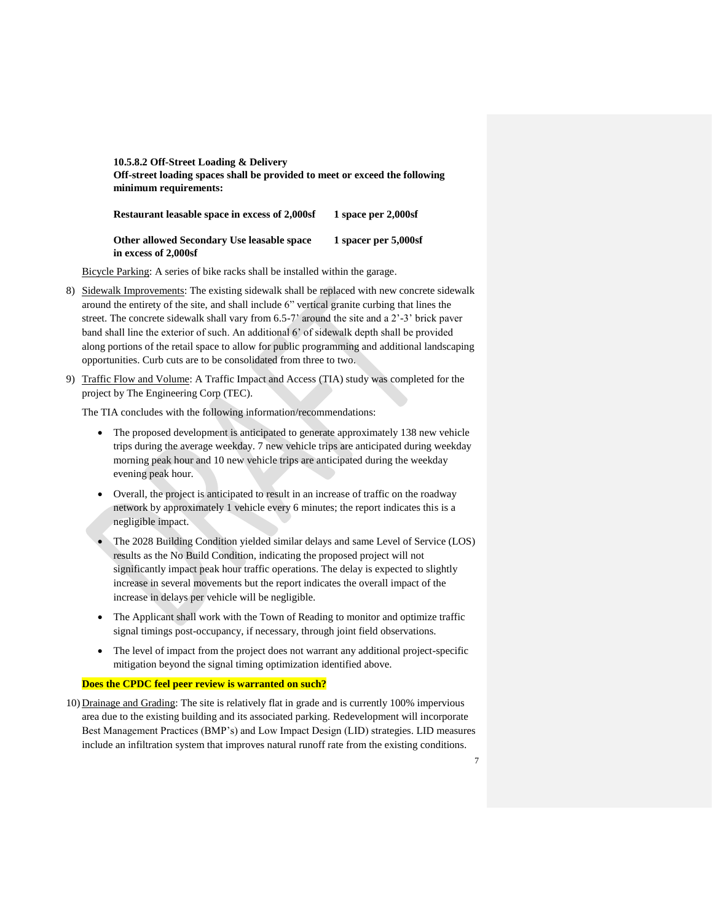**10.5.8.2 Off-Street Loading & Delivery**
**Off-street loading spaces shall be provided to meet or exceed the following minimum requirements:**

| | |
|---|---|
| **Restaurant leasable space in excess of 2,000sf** | **1 space per 2,000sf** |
| **Other allowed Secondary Use leasable space in excess of 2,000sf** | **1 spacer per 5,000sf** |

Bicycle Parking: A series of bike racks shall be installed within the garage.

8) Sidewalk Improvements: The existing sidewalk shall be replaced with new concrete sidewalk around the entirety of the site, and shall include 6" vertical granite curbing that lines the street. The concrete sidewalk shall vary from 6.5-7' around the site and a 2'-3' brick paver band shall line the exterior of such. An additional 6' of sidewalk depth shall be provided along portions of the retail space to allow for public programming and additional landscaping opportunities. Curb cuts are to be consolidated from three to two.

9) Traffic Flow and Volume: A Traffic Impact and Access (TIA) study was completed for the project by The Engineering Corp (TEC).

   The TIA concludes with the following information/recommendations:

   - The proposed development is anticipated to generate approximately 138 new vehicle trips during the average weekday. 7 new vehicle trips are anticipated during weekday morning peak hour and 10 new vehicle trips are anticipated during the weekday evening peak hour.
   - Overall, the project is anticipated to result in an increase of traffic on the roadway network by approximately 1 vehicle every 6 minutes; the report indicates this is a negligible impact.
   - The 2028 Building Condition yielded similar delays and same Level of Service (LOS) results as the No Build Condition, indicating the proposed project will not significantly impact peak hour traffic operations. The delay is expected to slightly increase in several movements but the report indicates the overall impact of the increase in delays per vehicle will be negligible.
   - The Applicant shall work with the Town of Reading to monitor and optimize traffic signal timings post-occupancy, if necessary, through joint field observations.
   - The level of impact from the project does not warrant any additional project-specific mitigation beyond the signal timing optimization identified above.

   **Does the CPDC feel peer review is warranted on such?**

10) Drainage and Grading: The site is relatively flat in grade and is currently 100% impervious area due to the existing building and its associated parking. Redevelopment will incorporate Best Management Practices (BMP's) and Low Impact Design (LID) strategies. LID measures include an infiltration system that improves natural runoff rate from the existing conditions.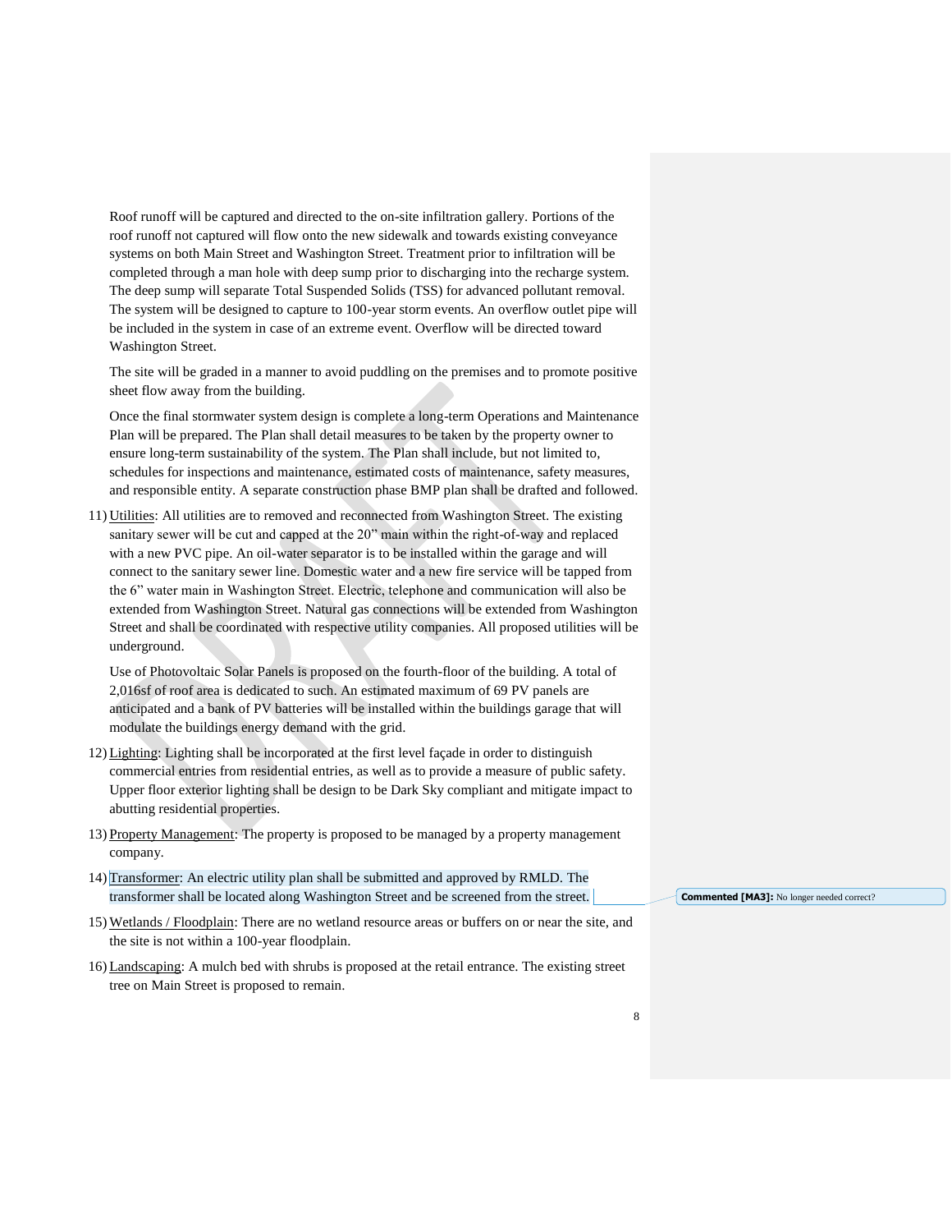Roof runoff will be captured and directed to the on-site infiltration gallery. Portions of the roof runoff not captured will flow onto the new sidewalk and towards existing conveyance systems on both Main Street and Washington Street. Treatment prior to infiltration will be completed through a man hole with deep sump prior to discharging into the recharge system. The deep sump will separate Total Suspended Solids (TSS) for advanced pollutant removal. The system will be designed to capture to 100-year storm events. An overflow outlet pipe will be included in the system in case of an extreme event. Overflow will be directed toward Washington Street.

The site will be graded in a manner to avoid puddling on the premises and to promote positive sheet flow away from the building.

Once the final stormwater system design is complete a long-term Operations and Maintenance Plan will be prepared. The Plan shall detail measures to be taken by the property owner to ensure long-term sustainability of the system. The Plan shall include, but not limited to, schedules for inspections and maintenance, estimated costs of maintenance, safety measures, and responsible entity. A separate construction phase BMP plan shall be drafted and followed.

11) Utilities: All utilities are to removed and reconnected from Washington Street. The existing sanitary sewer will be cut and capped at the 20" main within the right-of-way and replaced with a new PVC pipe. An oil-water separator is to be installed within the garage and will connect to the sanitary sewer line. Domestic water and a new fire service will be tapped from the 6" water main in Washington Street. Electric, telephone and communication will also be extended from Washington Street. Natural gas connections will be extended from Washington Street and shall be coordinated with respective utility companies. All proposed utilities will be underground.

    Use of Photovoltaic Solar Panels is proposed on the fourth-floor of the building. A total of 2,016sf of roof area is dedicated to such. An estimated maximum of 69 PV panels are anticipated and a bank of PV batteries will be installed within the buildings garage that will modulate the buildings energy demand with the grid.

12) Lighting: Lighting shall be incorporated at the first level façade in order to distinguish commercial entries from residential entries, as well as to provide a measure of public safety. Upper floor exterior lighting shall be design to be Dark Sky compliant and mitigate impact to abutting residential properties.

13) Property Management: The property is proposed to be managed by a property management company.

14) Transformer: An electric utility plan shall be submitted and approved by RMLD. The transformer shall be located along Washington Street and be screened from the street.

**Commented [MA3]:** No longer needed correct?

15) Wetlands / Floodplain: There are no wetland resource areas or buffers on or near the site, and the site is not within a 100-year floodplain.

16) Landscaping: A mulch bed with shrubs is proposed at the retail entrance. The existing street tree on Main Street is proposed to remain.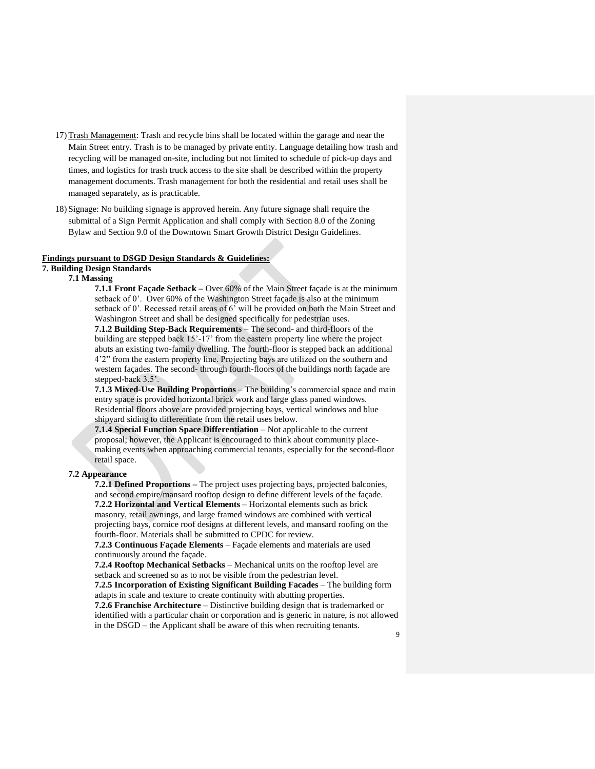17) Trash Management: Trash and recycle bins shall be located within the garage and near the Main Street entry. Trash is to be managed by private entity. Language detailing how trash and recycling will be managed on-site, including but not limited to schedule of pick-up days and times, and logistics for trash truck access to the site shall be described within the property management documents. Trash management for both the residential and retail uses shall be managed separately, as is practicable.

18) Signage: No building signage is approved herein. Any future signage shall require the submittal of a Sign Permit Application and shall comply with Section 8.0 of the Zoning Bylaw and Section 9.0 of the Downtown Smart Growth District Design Guidelines.

**Findings pursuant to DSGD Design Standards & Guidelines:**

**7. Building Design Standards**

**7.1 Massing**

**7.1.1 Front Façade Setback –** Over 60% of the Main Street façade is at the minimum setback of 0'. Over 60% of the Washington Street façade is also at the minimum setback of 0'. Recessed retail areas of 6' will be provided on both the Main Street and Washington Street and shall be designed specifically for pedestrian uses.

**7.1.2 Building Step-Back Requirements** – The second- and third-floors of the building are stepped back 15'-17' from the eastern property line where the project abuts an existing two-family dwelling. The fourth-floor is stepped back an additional 4'2" from the eastern property line. Projecting bays are utilized on the southern and western façades. The second- through fourth-floors of the buildings north façade are stepped-back 3.5'.

**7.1.3 Mixed-Use Building Proportions** – The building's commercial space and main entry space is provided horizontal brick work and large glass paned windows. Residential floors above are provided projecting bays, vertical windows and blue shipyard siding to differentiate from the retail uses below.

**7.1.4 Special Function Space Differentiation** – Not applicable to the current proposal; however, the Applicant is encouraged to think about community place-making events when approaching commercial tenants, especially for the second-floor retail space.

**7.2 Appearance**

**7.2.1 Defined Proportions –** The project uses projecting bays, projected balconies, and second empire/mansard rooftop design to define different levels of the façade.

**7.2.2 Horizontal and Vertical Elements** – Horizontal elements such as brick masonry, retail awnings, and large framed windows are combined with vertical projecting bays, cornice roof designs at different levels, and mansard roofing on the fourth-floor. Materials shall be submitted to CPDC for review.

**7.2.3 Continuous Façade Elements** – Façade elements and materials are used continuously around the façade.

**7.2.4 Rooftop Mechanical Setbacks** – Mechanical units on the rooftop level are setback and screened so as to not be visible from the pedestrian level.

**7.2.5 Incorporation of Existing Significant Building Facades** – The building form adapts in scale and texture to create continuity with abutting properties.

**7.2.6 Franchise Architecture** – Distinctive building design that is trademarked or identified with a particular chain or corporation and is generic in nature, is not allowed in the DSGD – the Applicant shall be aware of this when recruiting tenants.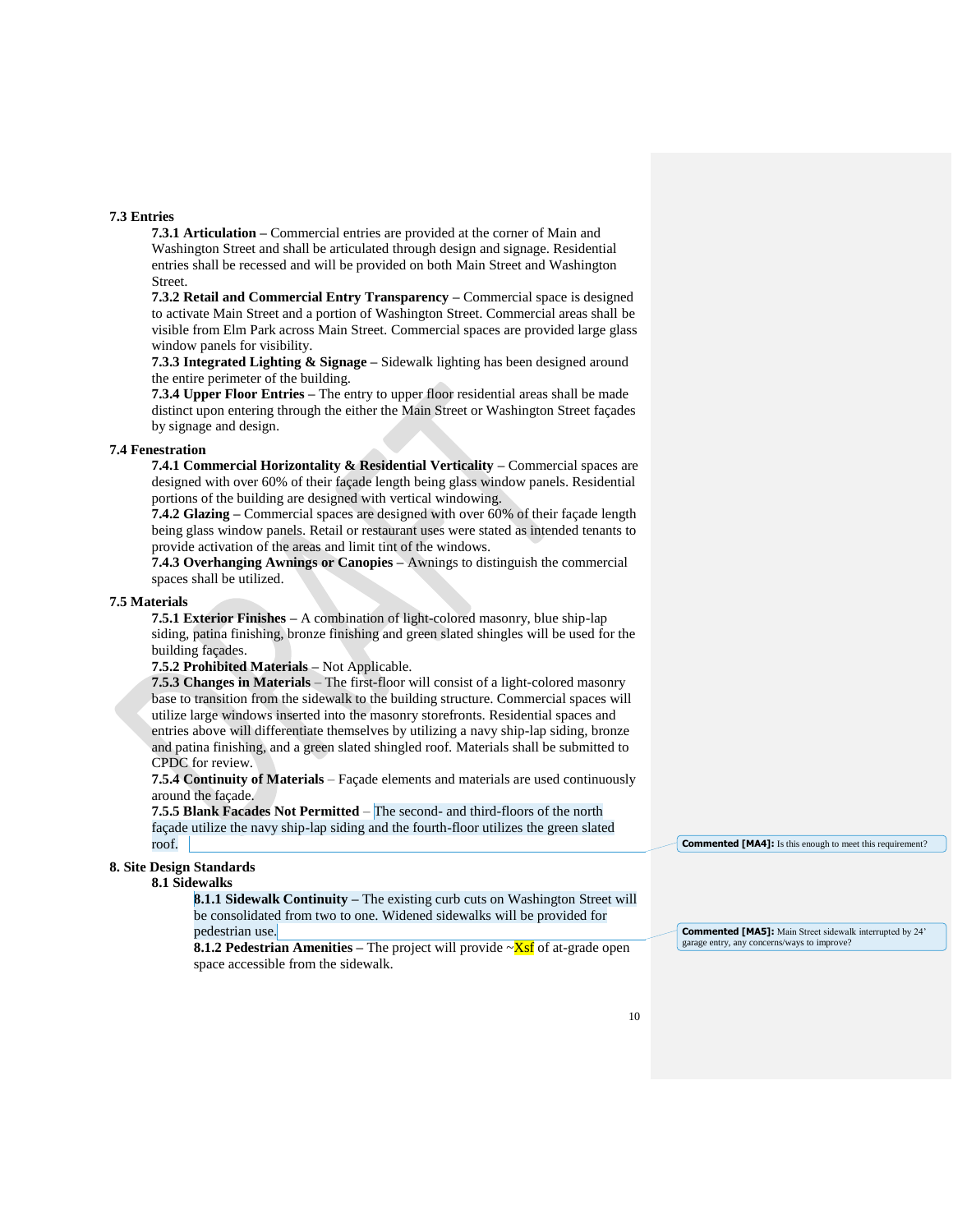### 7.3 Entries

**7.3.1 Articulation –** Commercial entries are provided at the corner of Main and Washington Street and shall be articulated through design and signage. Residential entries shall be recessed and will be provided on both Main Street and Washington Street.

**7.3.2 Retail and Commercial Entry Transparency –** Commercial space is designed to activate Main Street and a portion of Washington Street. Commercial areas shall be visible from Elm Park across Main Street. Commercial spaces are provided large glass window panels for visibility.

**7.3.3 Integrated Lighting & Signage –** Sidewalk lighting has been designed around the entire perimeter of the building.

**7.3.4 Upper Floor Entries –** The entry to upper floor residential areas shall be made distinct upon entering through the either the Main Street or Washington Street façades by signage and design.

### 7.4 Fenestration

**7.4.1 Commercial Horizontality & Residential Verticality –** Commercial spaces are designed with over 60% of their façade length being glass window panels. Residential portions of the building are designed with vertical windowing.

**7.4.2 Glazing –** Commercial spaces are designed with over 60% of their façade length being glass window panels. Retail or restaurant uses were stated as intended tenants to provide activation of the areas and limit tint of the windows.

**7.4.3 Overhanging Awnings or Canopies –** Awnings to distinguish the commercial spaces shall be utilized.

### 7.5 Materials

**7.5.1 Exterior Finishes –** A combination of light-colored masonry, blue ship-lap siding, patina finishing, bronze finishing and green slated shingles will be used for the building façades.

**7.5.2 Prohibited Materials –** Not Applicable.

**7.5.3 Changes in Materials** – The first-floor will consist of a light-colored masonry base to transition from the sidewalk to the building structure. Commercial spaces will utilize large windows inserted into the masonry storefronts. Residential spaces and entries above will differentiate themselves by utilizing a navy ship-lap siding, bronze and patina finishing, and a green slated shingled roof. Materials shall be submitted to CPDC for review.

**7.5.4 Continuity of Materials** – Façade elements and materials are used continuously around the façade.

**7.5.5 Blank Facades Not Permitted** – The second- and third-floors of the north façade utilize the navy ship-lap siding and the fourth-floor utilizes the green slated roof.

> **Commented [MA4]:** Is this enough to meet this requirement?

## 8. Site Design Standards

### 8.1 Sidewalks

**8.1.1 Sidewalk Continuity –** The existing curb cuts on Washington Street will be consolidated from two to one. Widened sidewalks will be provided for pedestrian use.

> **Commented [MA5]:** Main Street sidewalk interrupted by 24' garage entry, any concerns/ways to improve?

**8.1.2 Pedestrian Amenities –** The project will provide ~Xsf of at-grade open space accessible from the sidewalk.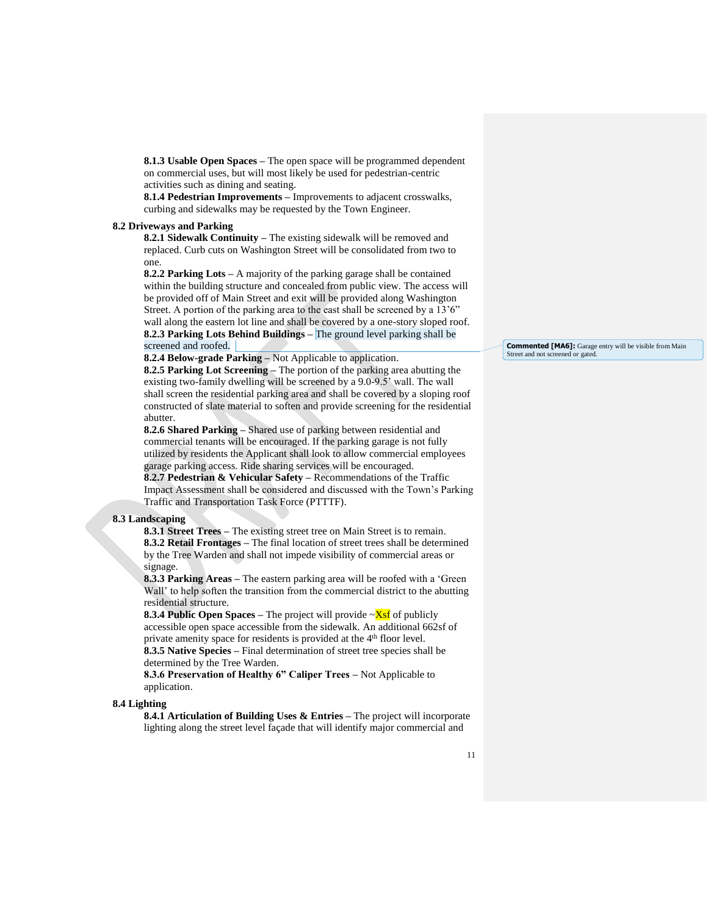**8.1.3 Usable Open Spaces** – The open space will be programmed dependent on commercial uses, but will most likely be used for pedestrian-centric activities such as dining and seating.
**8.1.4 Pedestrian Improvements** – Improvements to adjacent crosswalks, curbing and sidewalks may be requested by the Town Engineer.

### 8.2 Driveways and Parking

**8.2.1 Sidewalk Continuity** – The existing sidewalk will be removed and replaced. Curb cuts on Washington Street will be consolidated from two to one.
**8.2.2 Parking Lots** – A majority of the parking garage shall be contained within the building structure and concealed from public view. The access will be provided off of Main Street and exit will be provided along Washington Street. A portion of the parking area to the east shall be screened by a 13'6" wall along the eastern lot line and shall be covered by a one-story sloped roof.
**8.2.3 Parking Lots Behind Buildings** – The ground level parking shall be screened and roofed.

> **Commented [MA6]:** Garage entry will be visible from Main Street and not screened or gated.

**8.2.4 Below-grade Parking** – Not Applicable to application.
**8.2.5 Parking Lot Screening** – The portion of the parking area abutting the existing two-family dwelling will be screened by a 9.0-9.5' wall. The wall shall screen the residential parking area and shall be covered by a sloping roof constructed of slate material to soften and provide screening for the residential abutter.
**8.2.6 Shared Parking** – Shared use of parking between residential and commercial tenants will be encouraged. If the parking garage is not fully utilized by residents the Applicant shall look to allow commercial employees garage parking access. Ride sharing services will be encouraged.
**8.2.7 Pedestrian & Vehicular Safety** – Recommendations of the Traffic Impact Assessment shall be considered and discussed with the Town's Parking Traffic and Transportation Task Force (PTTTF).

### 8.3 Landscaping

**8.3.1 Street Trees** – The existing street tree on Main Street is to remain.
**8.3.2 Retail Frontages** – The final location of street trees shall be determined by the Tree Warden and shall not impede visibility of commercial areas or signage.
**8.3.3 Parking Areas** – The eastern parking area will be roofed with a 'Green Wall' to help soften the transition from the commercial district to the abutting residential structure.
**8.3.4 Public Open Spaces** – The project will provide ~Xsf of publicly accessible open space accessible from the sidewalk. An additional 662sf of private amenity space for residents is provided at the 4th floor level.
**8.3.5 Native Species** – Final determination of street tree species shall be determined by the Tree Warden.
**8.3.6 Preservation of Healthy 6" Caliper Trees** – Not Applicable to application.

### 8.4 Lighting

**8.4.1 Articulation of Building Uses & Entries** – The project will incorporate lighting along the street level façade that will identify major commercial and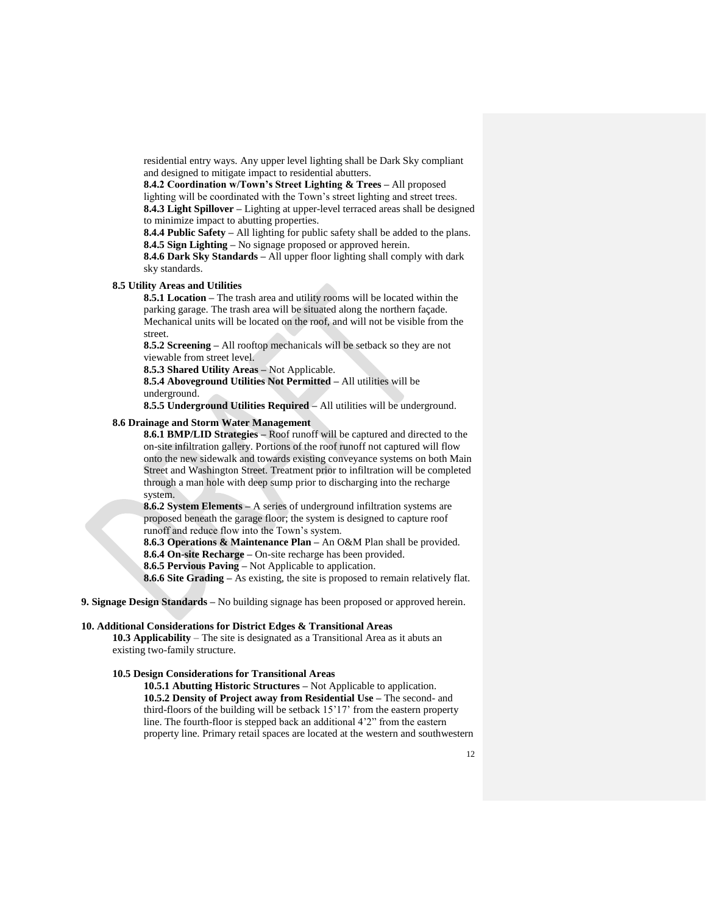residential entry ways. Any upper level lighting shall be Dark Sky compliant and designed to mitigate impact to residential abutters.

**8.4.2 Coordination w/Town's Street Lighting & Trees –** All proposed lighting will be coordinated with the Town's street lighting and street trees.

**8.4.3 Light Spillover –** Lighting at upper-level terraced areas shall be designed to minimize impact to abutting properties.

**8.4.4 Public Safety –** All lighting for public safety shall be added to the plans.

**8.4.5 Sign Lighting –** No signage proposed or approved herein.

**8.4.6 Dark Sky Standards –** All upper floor lighting shall comply with dark sky standards.

**8.5 Utility Areas and Utilities**

**8.5.1 Location –** The trash area and utility rooms will be located within the parking garage. The trash area will be situated along the northern façade. Mechanical units will be located on the roof, and will not be visible from the street.

**8.5.2 Screening –** All rooftop mechanicals will be setback so they are not viewable from street level.

**8.5.3 Shared Utility Areas –** Not Applicable.

**8.5.4 Aboveground Utilities Not Permitted –** All utilities will be underground.

**8.5.5 Underground Utilities Required –** All utilities will be underground.

**8.6 Drainage and Storm Water Management**

**8.6.1 BMP/LID Strategies –** Roof runoff will be captured and directed to the on-site infiltration gallery. Portions of the roof runoff not captured will flow onto the new sidewalk and towards existing conveyance systems on both Main Street and Washington Street. Treatment prior to infiltration will be completed through a man hole with deep sump prior to discharging into the recharge system.

**8.6.2 System Elements –** A series of underground infiltration systems are proposed beneath the garage floor; the system is designed to capture roof runoff and reduce flow into the Town's system.

**8.6.3 Operations & Maintenance Plan –** An O&M Plan shall be provided.

**8.6.4 On-site Recharge –** On-site recharge has been provided.

**8.6.5 Pervious Paving –** Not Applicable to application.

**8.6.6 Site Grading –** As existing, the site is proposed to remain relatively flat.

**9. Signage Design Standards –** No building signage has been proposed or approved herein.

**10. Additional Considerations for District Edges & Transitional Areas**

**10.3 Applicability** – The site is designated as a Transitional Area as it abuts an existing two-family structure.

**10.5 Design Considerations for Transitional Areas**

**10.5.1 Abutting Historic Structures –** Not Applicable to application.

**10.5.2 Density of Project away from Residential Use –** The second- and third-floors of the building will be setback 15'17' from the eastern property line. The fourth-floor is stepped back an additional 4'2" from the eastern property line. Primary retail spaces are located at the western and southwestern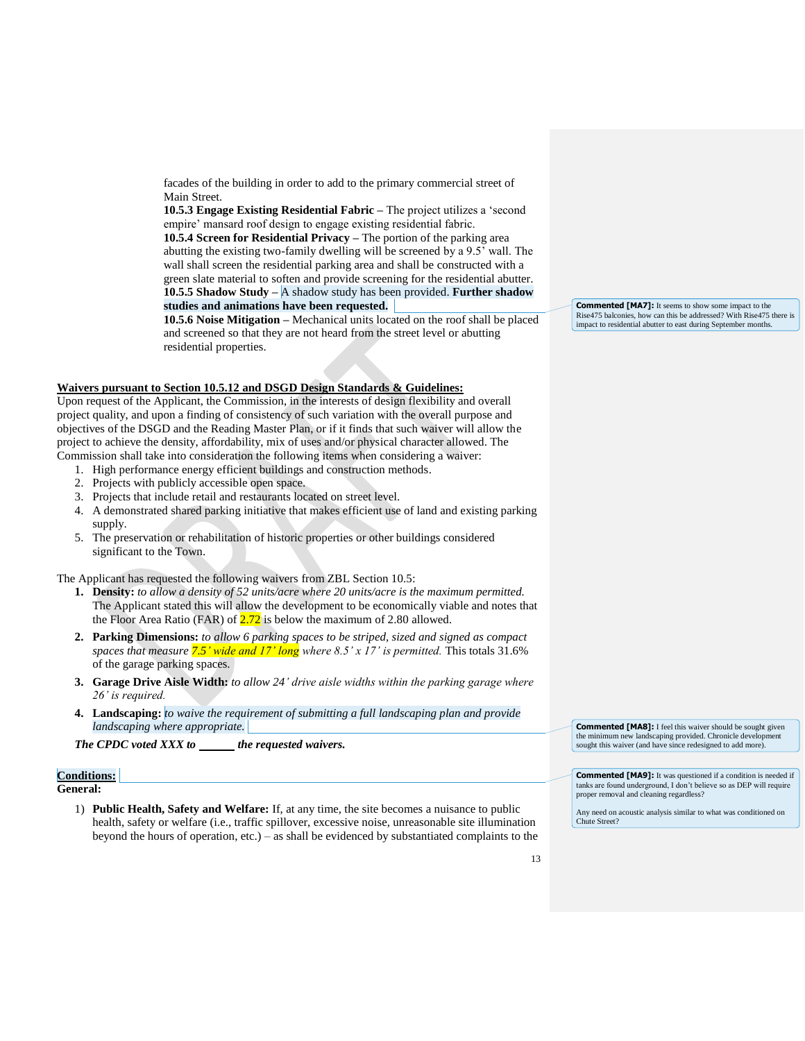facades of the building in order to add to the primary commercial street of Main Street.

**10.5.3 Engage Existing Residential Fabric –** The project utilizes a 'second empire' mansard roof design to engage existing residential fabric.

**10.5.4 Screen for Residential Privacy –** The portion of the parking area abutting the existing two-family dwelling will be screened by a 9.5' wall. The wall shall screen the residential parking area and shall be constructed with a green slate material to soften and provide screening for the residential abutter.

**10.5.5 Shadow Study –** A shadow study has been provided. **Further shadow studies and animations have been requested.**

**10.5.6 Noise Mitigation –** Mechanical units located on the roof shall be placed and screened so that they are not heard from the street level or abutting residential properties.

> **Commented [MA7]:** It seems to show some impact to the Rise475 balconies, how can this be addressed? With Rise475 there is impact to residential abutter to east during September months.

**Waivers pursuant to Section 10.5.12 and DSGD Design Standards & Guidelines:**

Upon request of the Applicant, the Commission, in the interests of design flexibility and overall project quality, and upon a finding of consistency of such variation with the overall purpose and objectives of the DSGD and the Reading Master Plan, or if it finds that such waiver will allow the project to achieve the density, affordability, mix of uses and/or physical character allowed. The Commission shall take into consideration the following items when considering a waiver:

1. High performance energy efficient buildings and construction methods.
2. Projects with publicly accessible open space.
3. Projects that include retail and restaurants located on street level.
4. A demonstrated shared parking initiative that makes efficient use of land and existing parking supply.
5. The preservation or rehabilitation of historic properties or other buildings considered significant to the Town.

The Applicant has requested the following waivers from ZBL Section 10.5:

1. **Density:** *to allow a density of 52 units/acre where 20 units/acre is the maximum permitted.* The Applicant stated this will allow the development to be economically viable and notes that the Floor Area Ratio (FAR) of 2.72 is below the maximum of 2.80 allowed.
2. **Parking Dimensions:** *to allow 6 parking spaces to be striped, sized and signed as compact spaces that measure 7.5' wide and 17' long where 8.5' x 17' is permitted.* This totals 31.6% of the garage parking spaces.
3. **Garage Drive Aisle Width:** *to allow 24' drive aisle widths within the parking garage where 26' is required.*
4. **Landscaping:** *to waive the requirement of submitting a full landscaping plan and provide landscaping where appropriate.*

> **Commented [MA8]:** I feel this waiver should be sought given the minimum new landscaping provided. Chronicle development sought this waiver (and have since redesigned to add more).

***The CPDC voted XXX to ______ the requested waivers.***

**Conditions:**

> **Commented [MA9]:** It was questioned if a condition is needed if tanks are found underground, I don't believe so as DEP will require proper removal and cleaning regardless?
>
> Any need on acoustic analysis similar to what was conditioned on Chute Street?

**General:**

1) **Public Health, Safety and Welfare:** If, at any time, the site becomes a nuisance to public health, safety or welfare (i.e., traffic spillover, excessive noise, unreasonable site illumination beyond the hours of operation, etc.) – as shall be evidenced by substantiated complaints to the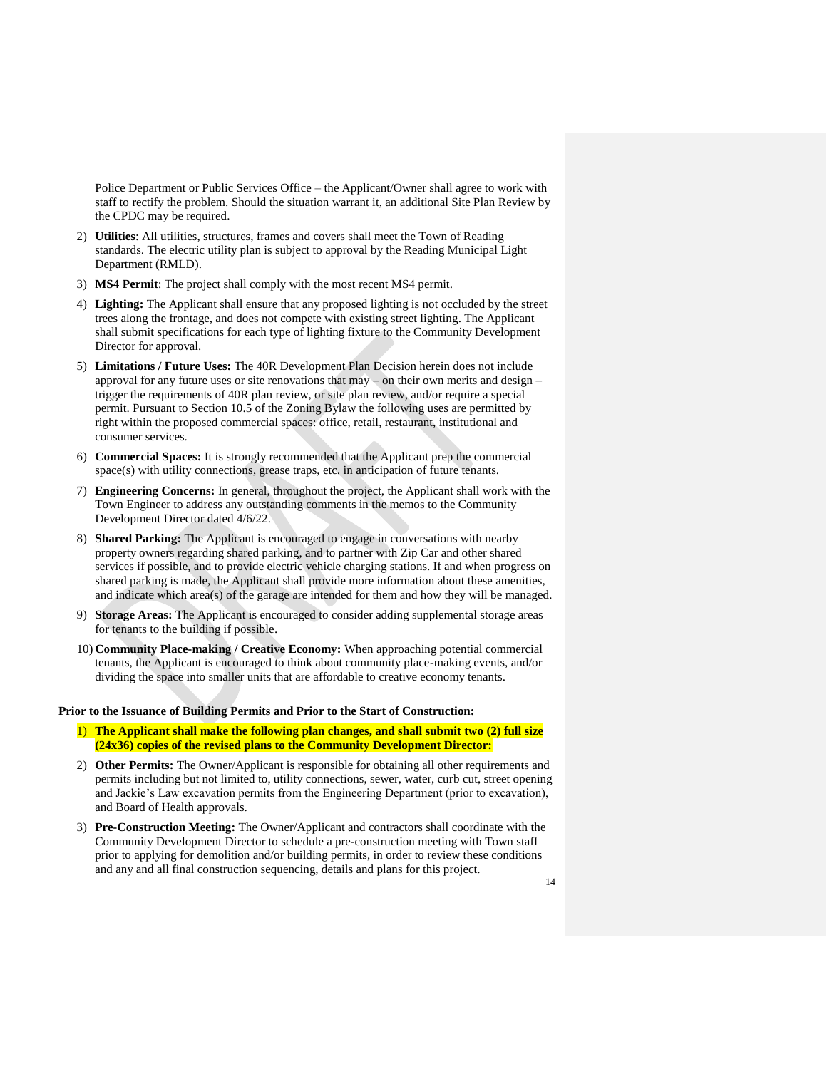Police Department or Public Services Office – the Applicant/Owner shall agree to work with staff to rectify the problem. Should the situation warrant it, an additional Site Plan Review by the CPDC may be required.

2) **Utilities**: All utilities, structures, frames and covers shall meet the Town of Reading standards. The electric utility plan is subject to approval by the Reading Municipal Light Department (RMLD).
3) **MS4 Permit**: The project shall comply with the most recent MS4 permit.
4) **Lighting:** The Applicant shall ensure that any proposed lighting is not occluded by the street trees along the frontage, and does not compete with existing street lighting. The Applicant shall submit specifications for each type of lighting fixture to the Community Development Director for approval.
5) **Limitations / Future Uses:** The 40R Development Plan Decision herein does not include approval for any future uses or site renovations that may – on their own merits and design – trigger the requirements of 40R plan review, or site plan review, and/or require a special permit. Pursuant to Section 10.5 of the Zoning Bylaw the following uses are permitted by right within the proposed commercial spaces: office, retail, restaurant, institutional and consumer services.
6) **Commercial Spaces:** It is strongly recommended that the Applicant prep the commercial space(s) with utility connections, grease traps, etc. in anticipation of future tenants.
7) **Engineering Concerns:** In general, throughout the project, the Applicant shall work with the Town Engineer to address any outstanding comments in the memos to the Community Development Director dated 4/6/22.
8) **Shared Parking:** The Applicant is encouraged to engage in conversations with nearby property owners regarding shared parking, and to partner with Zip Car and other shared services if possible, and to provide electric vehicle charging stations. If and when progress on shared parking is made, the Applicant shall provide more information about these amenities, and indicate which area(s) of the garage are intended for them and how they will be managed.
9) **Storage Areas:** The Applicant is encouraged to consider adding supplemental storage areas for tenants to the building if possible.
10) **Community Place-making / Creative Economy:** When approaching potential commercial tenants, the Applicant is encouraged to think about community place-making events, and/or dividing the space into smaller units that are affordable to creative economy tenants.

**Prior to the Issuance of Building Permits and Prior to the Start of Construction:**

1) **The Applicant shall make the following plan changes, and shall submit two (2) full size (24x36) copies of the revised plans to the Community Development Director:**
2) **Other Permits:** The Owner/Applicant is responsible for obtaining all other requirements and permits including but not limited to, utility connections, sewer, water, curb cut, street opening and Jackie's Law excavation permits from the Engineering Department (prior to excavation), and Board of Health approvals.
3) **Pre-Construction Meeting:** The Owner/Applicant and contractors shall coordinate with the Community Development Director to schedule a pre-construction meeting with Town staff prior to applying for demolition and/or building permits, in order to review these conditions and any and all final construction sequencing, details and plans for this project.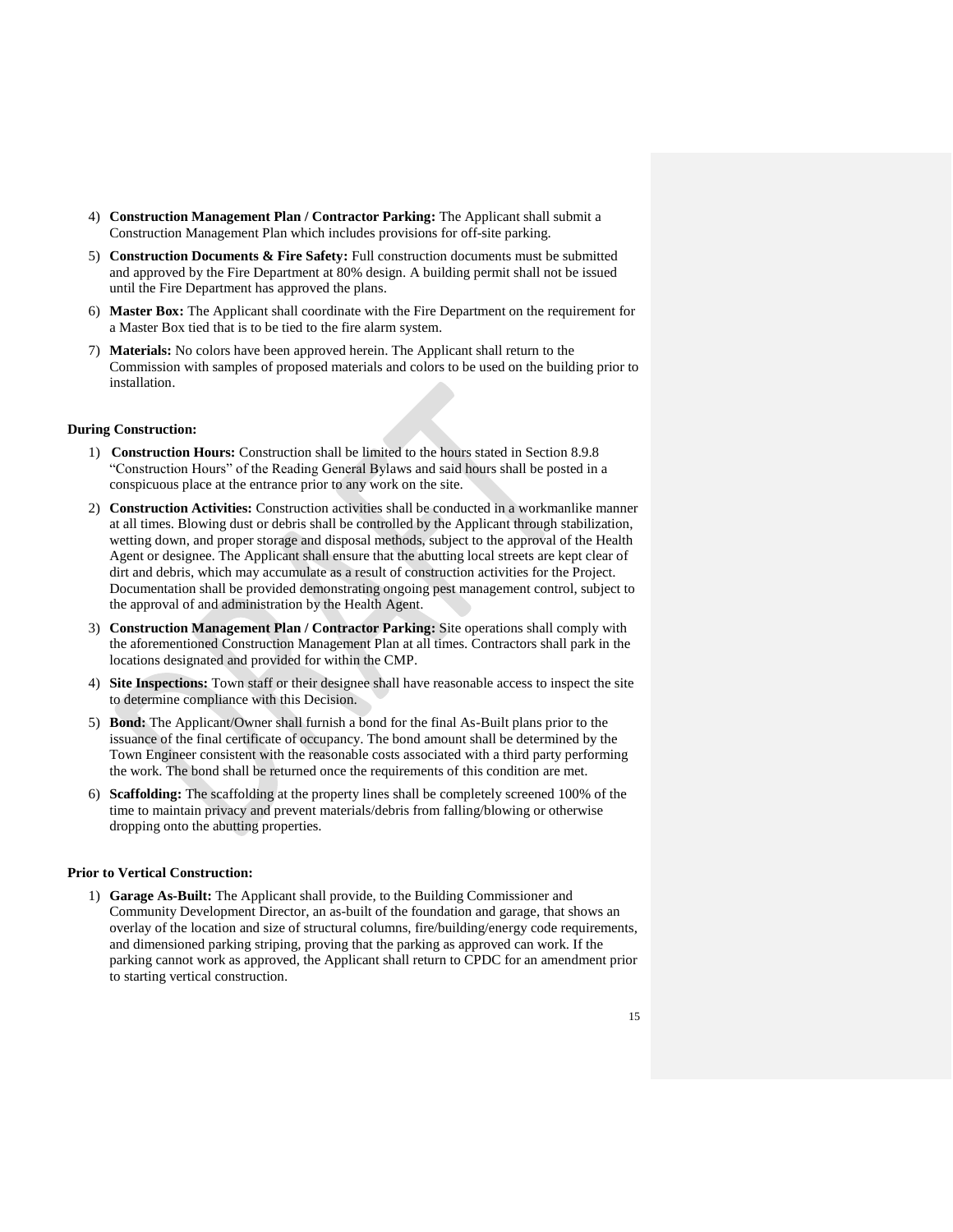4) **Construction Management Plan / Contractor Parking:** The Applicant shall submit a Construction Management Plan which includes provisions for off-site parking.

5) **Construction Documents & Fire Safety:** Full construction documents must be submitted and approved by the Fire Department at 80% design. A building permit shall not be issued until the Fire Department has approved the plans.

6) **Master Box:** The Applicant shall coordinate with the Fire Department on the requirement for a Master Box tied that is to be tied to the fire alarm system.

7) **Materials:** No colors have been approved herein. The Applicant shall return to the Commission with samples of proposed materials and colors to be used on the building prior to installation.

**During Construction:**

1) **Construction Hours:** Construction shall be limited to the hours stated in Section 8.9.8 "Construction Hours" of the Reading General Bylaws and said hours shall be posted in a conspicuous place at the entrance prior to any work on the site.

2) **Construction Activities:** Construction activities shall be conducted in a workmanlike manner at all times. Blowing dust or debris shall be controlled by the Applicant through stabilization, wetting down, and proper storage and disposal methods, subject to the approval of the Health Agent or designee. The Applicant shall ensure that the abutting local streets are kept clear of dirt and debris, which may accumulate as a result of construction activities for the Project. Documentation shall be provided demonstrating ongoing pest management control, subject to the approval of and administration by the Health Agent.

3) **Construction Management Plan / Contractor Parking:** Site operations shall comply with the aforementioned Construction Management Plan at all times. Contractors shall park in the locations designated and provided for within the CMP.

4) **Site Inspections:** Town staff or their designee shall have reasonable access to inspect the site to determine compliance with this Decision.

5) **Bond:** The Applicant/Owner shall furnish a bond for the final As-Built plans prior to the issuance of the final certificate of occupancy. The bond amount shall be determined by the Town Engineer consistent with the reasonable costs associated with a third party performing the work. The bond shall be returned once the requirements of this condition are met.

6) **Scaffolding:** The scaffolding at the property lines shall be completely screened 100% of the time to maintain privacy and prevent materials/debris from falling/blowing or otherwise dropping onto the abutting properties.

**Prior to Vertical Construction:**

1) **Garage As-Built:** The Applicant shall provide, to the Building Commissioner and Community Development Director, an as-built of the foundation and garage, that shows an overlay of the location and size of structural columns, fire/building/energy code requirements, and dimensioned parking striping, proving that the parking as approved can work. If the parking cannot work as approved, the Applicant shall return to CPDC for an amendment prior to starting vertical construction.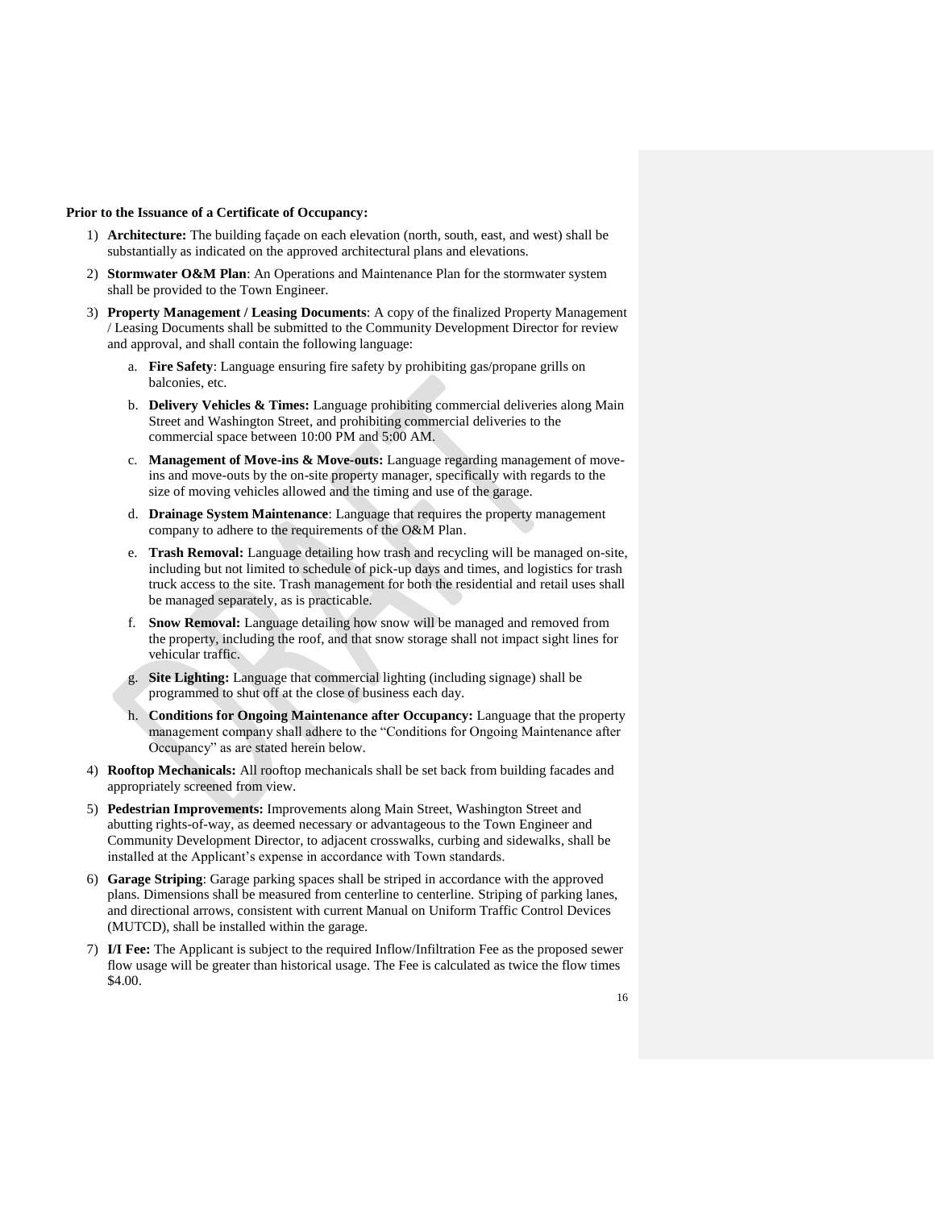**Prior to the Issuance of a Certificate of Occupancy:**

1) **Architecture:** The building façade on each elevation (north, south, east, and west) shall be substantially as indicated on the approved architectural plans and elevations.
2) **Stormwater O&M Plan**: An Operations and Maintenance Plan for the stormwater system shall be provided to the Town Engineer.
3) **Property Management / Leasing Documents**: A copy of the finalized Property Management / Leasing Documents shall be submitted to the Community Development Director for review and approval, and shall contain the following language:
    a. **Fire Safety**: Language ensuring fire safety by prohibiting gas/propane grills on balconies, etc.
    b. **Delivery Vehicles & Times:** Language prohibiting commercial deliveries along Main Street and Washington Street, and prohibiting commercial deliveries to the commercial space between 10:00 PM and 5:00 AM.
    c. **Management of Move-ins & Move-outs:** Language regarding management of move-ins and move-outs by the on-site property manager, specifically with regards to the size of moving vehicles allowed and the timing and use of the garage.
    d. **Drainage System Maintenance**: Language that requires the property management company to adhere to the requirements of the O&M Plan.
    e. **Trash Removal:** Language detailing how trash and recycling will be managed on-site, including but not limited to schedule of pick-up days and times, and logistics for trash truck access to the site. Trash management for both the residential and retail uses shall be managed separately, as is practicable.
    f. **Snow Removal:** Language detailing how snow will be managed and removed from the property, including the roof, and that snow storage shall not impact sight lines for vehicular traffic.
    g. **Site Lighting:** Language that commercial lighting (including signage) shall be programmed to shut off at the close of business each day.
    h. **Conditions for Ongoing Maintenance after Occupancy:** Language that the property management company shall adhere to the "Conditions for Ongoing Maintenance after Occupancy" as are stated herein below.
4) **Rooftop Mechanicals:** All rooftop mechanicals shall be set back from building facades and appropriately screened from view.
5) **Pedestrian Improvements:** Improvements along Main Street, Washington Street and abutting rights-of-way, as deemed necessary or advantageous to the Town Engineer and Community Development Director, to adjacent crosswalks, curbing and sidewalks, shall be installed at the Applicant's expense in accordance with Town standards.
6) **Garage Striping**: Garage parking spaces shall be striped in accordance with the approved plans. Dimensions shall be measured from centerline to centerline. Striping of parking lanes, and directional arrows, consistent with current Manual on Uniform Traffic Control Devices (MUTCD), shall be installed within the garage.
7) **I/I Fee:** The Applicant is subject to the required Inflow/Infiltration Fee as the proposed sewer flow usage will be greater than historical usage. The Fee is calculated as twice the flow times $4.00.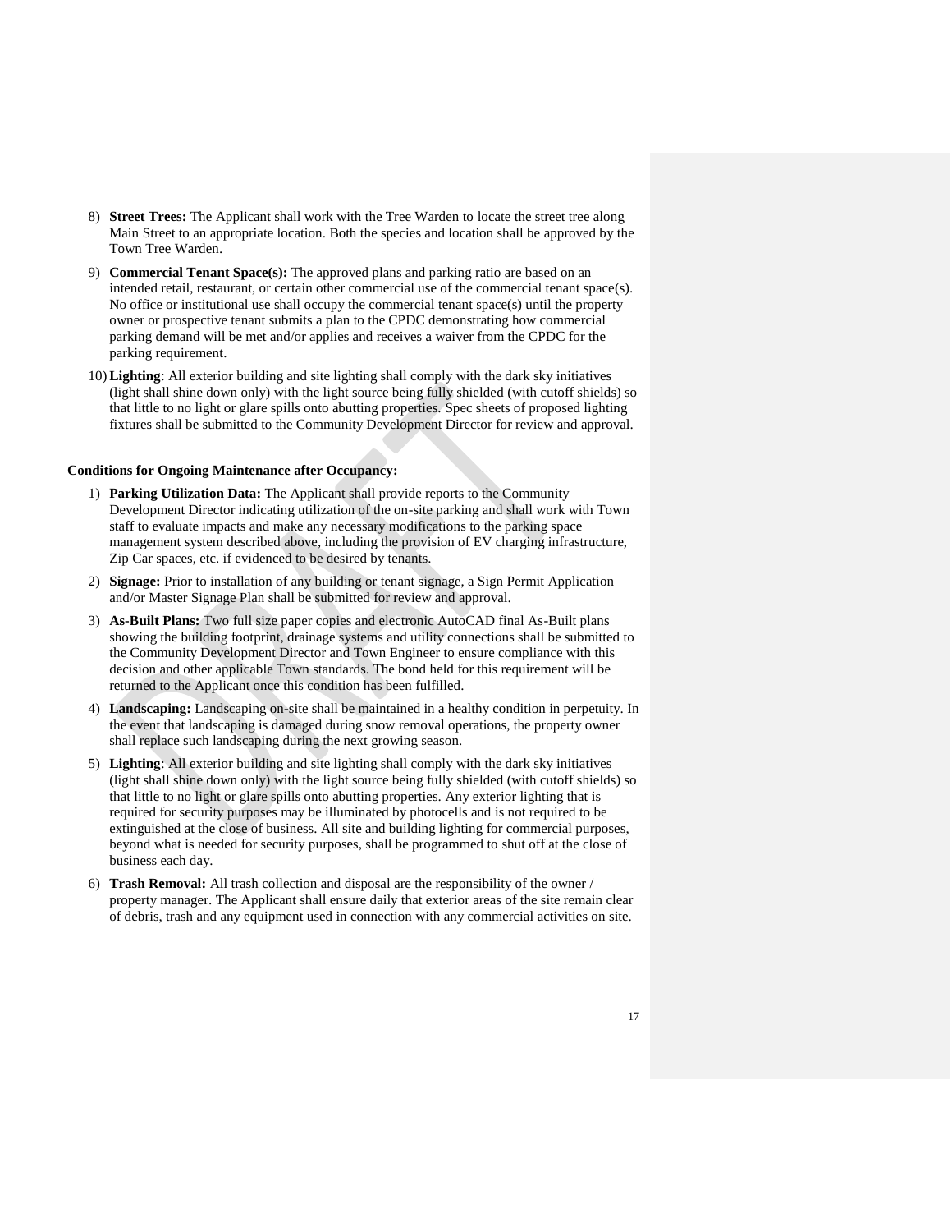8) **Street Trees:** The Applicant shall work with the Tree Warden to locate the street tree along Main Street to an appropriate location. Both the species and location shall be approved by the Town Tree Warden.

9) **Commercial Tenant Space(s):** The approved plans and parking ratio are based on an intended retail, restaurant, or certain other commercial use of the commercial tenant space(s). No office or institutional use shall occupy the commercial tenant space(s) until the property owner or prospective tenant submits a plan to the CPDC demonstrating how commercial parking demand will be met and/or applies and receives a waiver from the CPDC for the parking requirement.

10) **Lighting**: All exterior building and site lighting shall comply with the dark sky initiatives (light shall shine down only) with the light source being fully shielded (with cutoff shields) so that little to no light or glare spills onto abutting properties. Spec sheets of proposed lighting fixtures shall be submitted to the Community Development Director for review and approval.

**Conditions for Ongoing Maintenance after Occupancy:**

1) **Parking Utilization Data:** The Applicant shall provide reports to the Community Development Director indicating utilization of the on-site parking and shall work with Town staff to evaluate impacts and make any necessary modifications to the parking space management system described above, including the provision of EV charging infrastructure, Zip Car spaces, etc. if evidenced to be desired by tenants.

2) **Signage:** Prior to installation of any building or tenant signage, a Sign Permit Application and/or Master Signage Plan shall be submitted for review and approval.

3) **As-Built Plans:** Two full size paper copies and electronic AutoCAD final As-Built plans showing the building footprint, drainage systems and utility connections shall be submitted to the Community Development Director and Town Engineer to ensure compliance with this decision and other applicable Town standards. The bond held for this requirement will be returned to the Applicant once this condition has been fulfilled.

4) **Landscaping:** Landscaping on-site shall be maintained in a healthy condition in perpetuity. In the event that landscaping is damaged during snow removal operations, the property owner shall replace such landscaping during the next growing season.

5) **Lighting**: All exterior building and site lighting shall comply with the dark sky initiatives (light shall shine down only) with the light source being fully shielded (with cutoff shields) so that little to no light or glare spills onto abutting properties. Any exterior lighting that is required for security purposes may be illuminated by photocells and is not required to be extinguished at the close of business. All site and building lighting for commercial purposes, beyond what is needed for security purposes, shall be programmed to shut off at the close of business each day.

6) **Trash Removal:** All trash collection and disposal are the responsibility of the owner / property manager. The Applicant shall ensure daily that exterior areas of the site remain clear of debris, trash and any equipment used in connection with any commercial activities on site.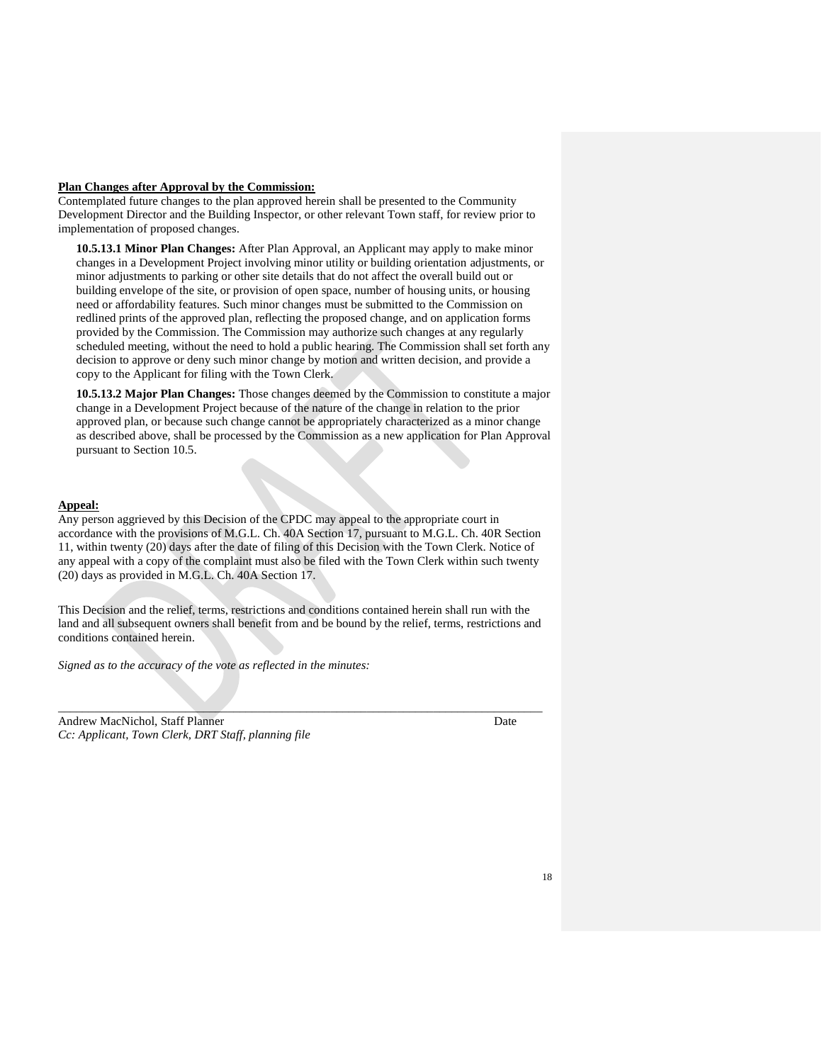**Plan Changes after Approval by the Commission:**

Contemplated future changes to the plan approved herein shall be presented to the Community Development Director and the Building Inspector, or other relevant Town staff, for review prior to implementation of proposed changes.

**10.5.13.1 Minor Plan Changes:** After Plan Approval, an Applicant may apply to make minor changes in a Development Project involving minor utility or building orientation adjustments, or minor adjustments to parking or other site details that do not affect the overall build out or building envelope of the site, or provision of open space, number of housing units, or housing need or affordability features. Such minor changes must be submitted to the Commission on redlined prints of the approved plan, reflecting the proposed change, and on application forms provided by the Commission. The Commission may authorize such changes at any regularly scheduled meeting, without the need to hold a public hearing. The Commission shall set forth any decision to approve or deny such minor change by motion and written decision, and provide a copy to the Applicant for filing with the Town Clerk.

**10.5.13.2 Major Plan Changes:** Those changes deemed by the Commission to constitute a major change in a Development Project because of the nature of the change in relation to the prior approved plan, or because such change cannot be appropriately characterized as a minor change as described above, shall be processed by the Commission as a new application for Plan Approval pursuant to Section 10.5.

**Appeal:**

Any person aggrieved by this Decision of the CPDC may appeal to the appropriate court in accordance with the provisions of M.G.L. Ch. 40A Section 17, pursuant to M.G.L. Ch. 40R Section 11, within twenty (20) days after the date of filing of this Decision with the Town Clerk. Notice of any appeal with a copy of the complaint must also be filed with the Town Clerk within such twenty (20) days as provided in M.G.L. Ch. 40A Section 17.

This Decision and the relief, terms, restrictions and conditions contained herein shall run with the land and all subsequent owners shall benefit from and be bound by the relief, terms, restrictions and conditions contained herein.

*Signed as to the accuracy of the vote as reflected in the minutes:*

\_\_\_\_\_\_\_\_\_\_\_\_\_\_\_\_\_\_\_\_\_\_\_\_\_\_\_\_\_\_\_\_\_\_\_\_\_\_\_\_\_\_\_\_\_\_\_\_\_\_\_\_\_\_\_\_\_\_\_\_\_\_\_\_\_\_\_\_\_\_

Andrew MacNichol, Staff Planner                                                                                 Date

*Cc: Applicant, Town Clerk, DRT Staff, planning file*